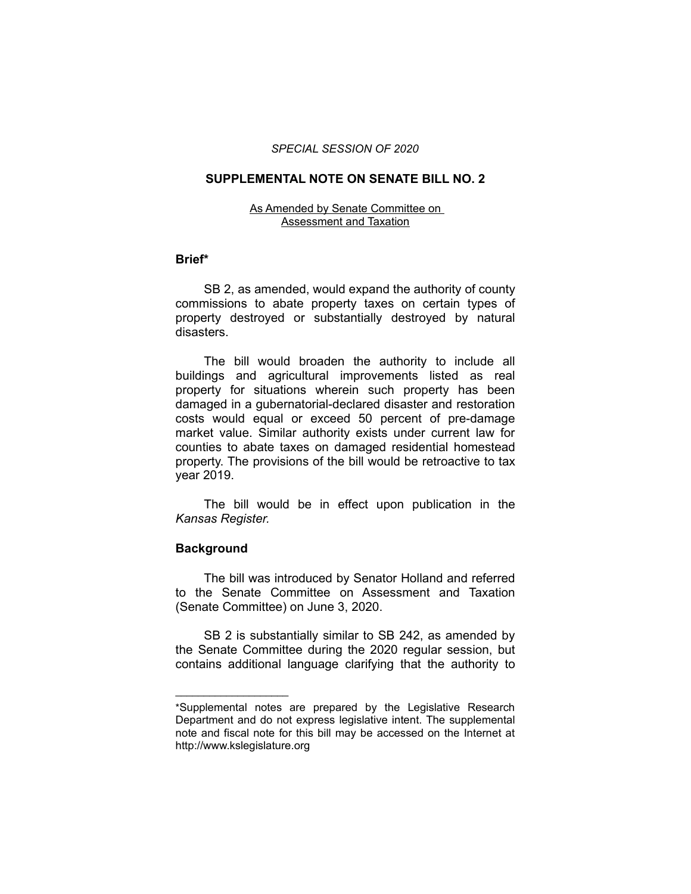*SPECIAL SESSION OF 2020*

## SUPPLEMENTAL NOTE ON SENATE BILL NO. 2

As Amended by Senate Committee on Assessment and Taxation

### Brief*

SB 2, as amended, would expand the authority of county commissions to abate property taxes on certain types of property destroyed or substantially destroyed by natural disasters.

The bill would broaden the authority to include all buildings and agricultural improvements listed as real property for situations wherein such property has been damaged in a gubernatorial-declared disaster and restoration costs would equal or exceed 50 percent of pre-damage market value. Similar authority exists under current law for counties to abate taxes on damaged residential homestead property. The provisions of the bill would be retroactive to tax year 2019.

The bill would be in effect upon publication in the *Kansas Register.*

### Background

The bill was introduced by Senator Holland and referred to the Senate Committee on Assessment and Taxation (Senate Committee) on June 3, 2020.

SB 2 is substantially similar to SB 242, as amended by the Senate Committee during the 2020 regular session, but contains additional language clarifying that the authority to

---

*Supplemental notes are prepared by the Legislative Research Department and do not express legislative intent. The supplemental note and fiscal note for this bill may be accessed on the Internet at http://www.kslegislature.org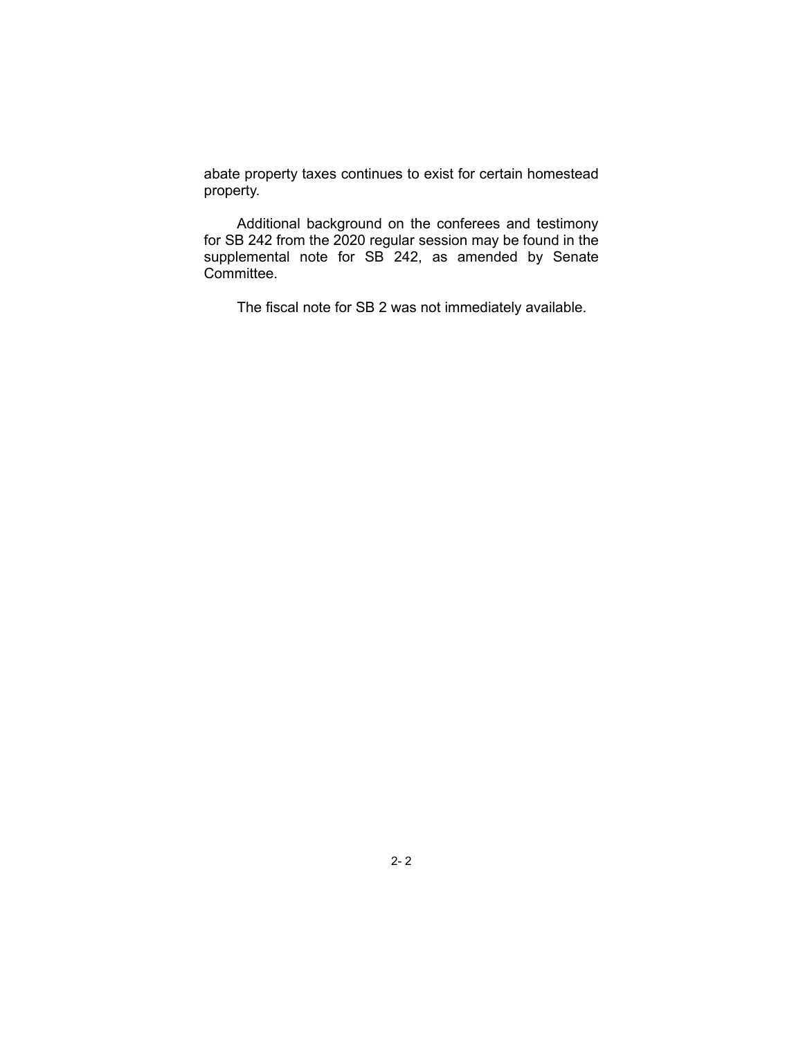abate property taxes continues to exist for certain homestead property.

Additional background on the conferees and testimony for SB 242 from the 2020 regular session may be found in the supplemental note for SB 242, as amended by Senate Committee.

The fiscal note for SB 2 was not immediately available.